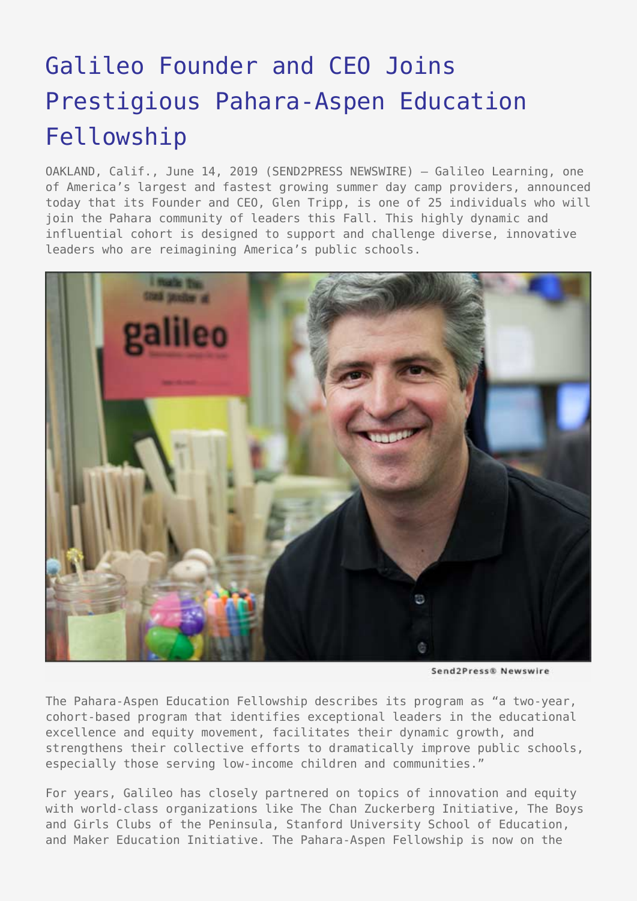# Galileo Founder and CEO Joins Prestigious Pahara-Aspen Education Fellowship

OAKLAND, Calif., June 14, 2019 (SEND2PRESS NEWSWIRE) — Galileo Learning, one of America's largest and fastest growing summer day camp providers, announced today that its Founder and CEO, Glen Tripp, is one of 25 individuals who will join the Pahara community of leaders this Fall. This highly dynamic and influential cohort is designed to support and challenge diverse, innovative leaders who are reimagining America's public schools.

Send2Press® Newswire

The Pahara-Aspen Education Fellowship describes its program as "a two-year, cohort-based program that identifies exceptional leaders in the educational excellence and equity movement, facilitates their dynamic growth, and strengthens their collective efforts to dramatically improve public schools, especially those serving low-income children and communities."

For years, Galileo has closely partnered on topics of innovation and equity with world-class organizations like The Chan Zuckerberg Initiative, The Boys and Girls Clubs of the Peninsula, Stanford University School of Education, and Maker Education Initiative. The Pahara-Aspen Fellowship is now on the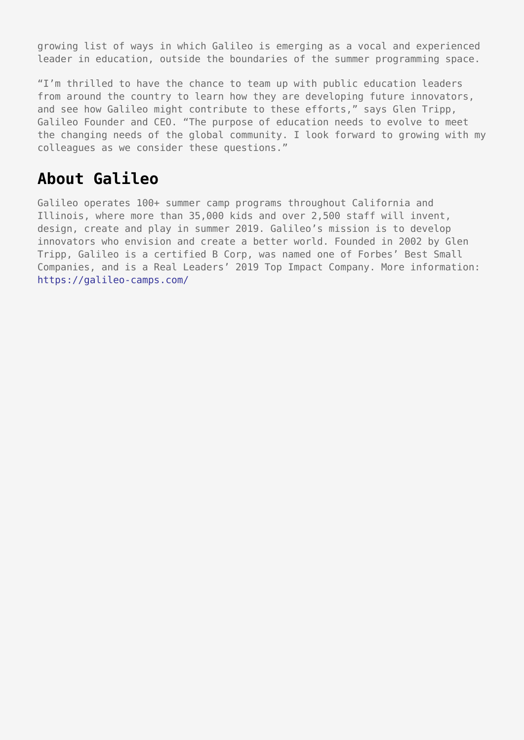growing list of ways in which Galileo is emerging as a vocal and experienced leader in education, outside the boundaries of the summer programming space.

“I’m thrilled to have the chance to team up with public education leaders from around the country to learn how they are developing future innovators, and see how Galileo might contribute to these efforts,” says Glen Tripp, Galileo Founder and CEO. “The purpose of education needs to evolve to meet the changing needs of the global community. I look forward to growing with my colleagues as we consider these questions.”

## About Galileo

Galileo operates 100+ summer camp programs throughout California and Illinois, where more than 35,000 kids and over 2,500 staff will invent, design, create and play in summer 2019. Galileo’s mission is to develop innovators who envision and create a better world. Founded in 2002 by Glen Tripp, Galileo is a certified B Corp, was named one of Forbes’ Best Small Companies, and is a Real Leaders’ 2019 Top Impact Company. More information: https://galileo-camps.com/